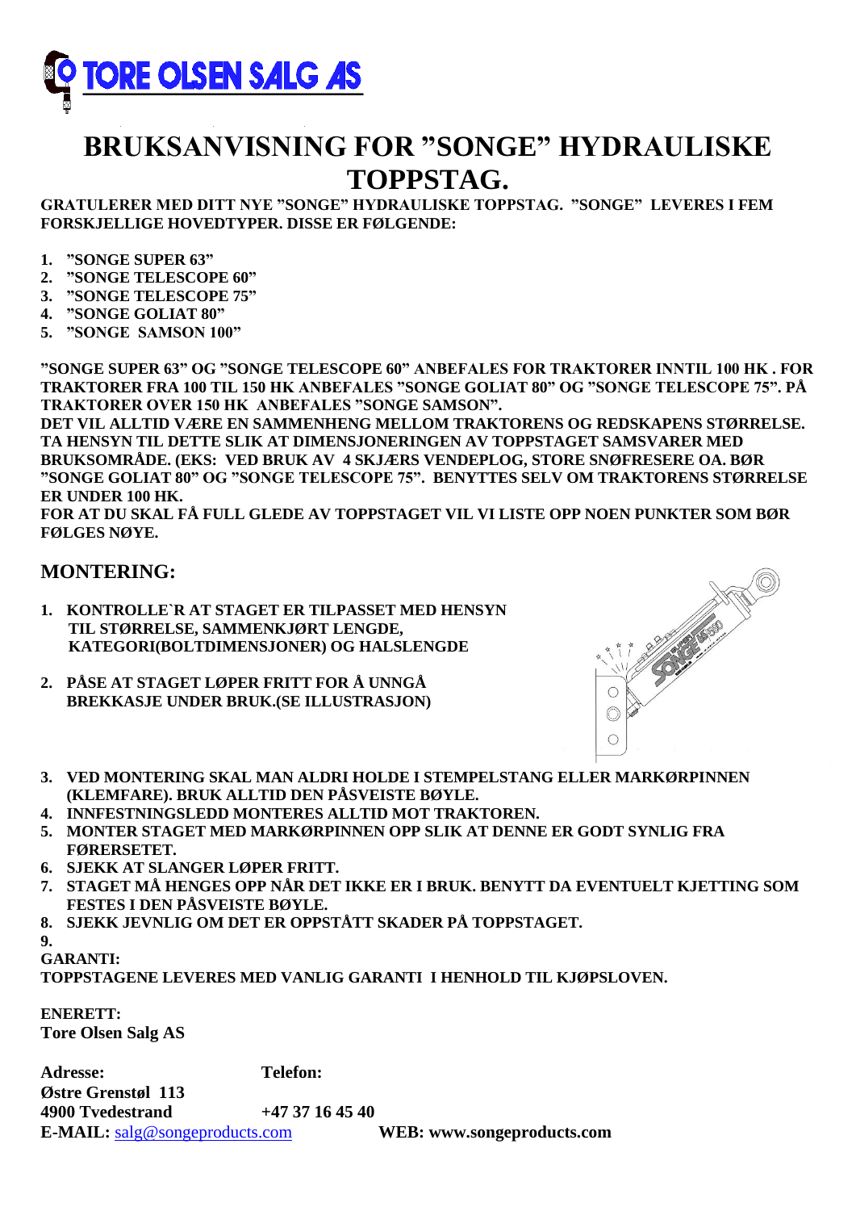TORE OLSEN SALG AS

# BRUKSANVISNING FOR "SONGE" HYDRAULISKE TOPPSTAG.

**GRATULERER MED DITT NYE "SONGE" HYDRAULISKE TOPPSTAG. "SONGE" LEVERES I FEM FORSKJELLIGE HOVEDTYPER. DISSE ER FØLGENDE:**

1. **"SONGE SUPER 63"**
2. **"SONGE TELESCOPE 60"**
3. **"SONGE TELESCOPE 75"**
4. **"SONGE GOLIAT 80"**
5. **"SONGE SAMSON 100"**

**"SONGE SUPER 63" OG "SONGE TELESCOPE 60" ANBEFALES FOR TRAKTORER INNTIL 100 HK . FOR TRAKTORER FRA 100 TIL 150 HK ANBEFALES "SONGE GOLIAT 80" OG "SONGE TELESCOPE 75". PÅ TRAKTORER OVER 150 HK ANBEFALES "SONGE SAMSON".**
**DET VIL ALLTID VÆRE EN SAMMENHENG MELLOM TRAKTORENS OG REDSKAPENS STØRRELSE. TA HENSYN TIL DETTE SLIK AT DIMENSJONERINGEN AV TOPPSTAGET SAMSVARER MED BRUKSOMRÅDE. (EKS: VED BRUK AV 4 SKJÆRS VENDEPLOG, STORE SNØFRESERE OA. BØR "SONGE GOLIAT 80" OG "SONGE TELESCOPE 75". BENYTTES SELV OM TRAKTORENS STØRRELSE ER UNDER 100 HK.**
**FOR AT DU SKAL FÅ FULL GLEDE AV TOPPSTAGET VIL VI LISTE OPP NOEN PUNKTER SOM BØR FØLGES NØYE.**

## MONTERING:

1. **KONTROLLE`R AT STAGET ER TILPASSET MED HENSYN TIL STØRRELSE, SAMMENKJØRT LENGDE, KATEGORI(BOLTDIMENSJONER) OG HALSLENGDE**
2. **PÅSE AT STAGET LØPER FRITT FOR Å UNNGÅ BREKKASJE UNDER BRUK.(SE ILLUSTRASJON)**
3. **VED MONTERING SKAL MAN ALDRI HOLDE I STEMPELSTANG ELLER MARKØRPINNEN (KLEMFARE). BRUK ALLTID DEN PÅSVEISTE BØYLE.**
4. **INNFESTNINGSLEDD MONTERES ALLTID MOT TRAKTOREN.**
5. **MONTER STAGET MED MARKØRPINNEN OPP SLIK AT DENNE ER GODT SYNLIG FRA FØRERSETET.**
6. **SJEKK AT SLANGER LØPER FRITT.**
7. **STAGET MÅ HENGES OPP NÅR DET IKKE ER I BRUK. BENYTT DA EVENTUELT KJETTING SOM FESTES I DEN PÅSVEISTE BØYLE.**
8. **SJEKK JEVNLIG OM DET ER OPPSTÅTT SKADER PÅ TOPPSTAGET.**
9.

**GARANTI:**
**TOPPSTAGENE LEVERES MED VANLIG GARANTI I HENHOLD TIL KJØPSLOVEN.**

**ENERETT:**
**Tore Olsen Salg AS**

**Adresse:** **Telefon:**
**Østre Grenstøl 113**
**4900 Tvedestrand** **+47 37 16 45 40**
**E-MAIL:** salg@songeproducts.com **WEB: www.songeproducts.com**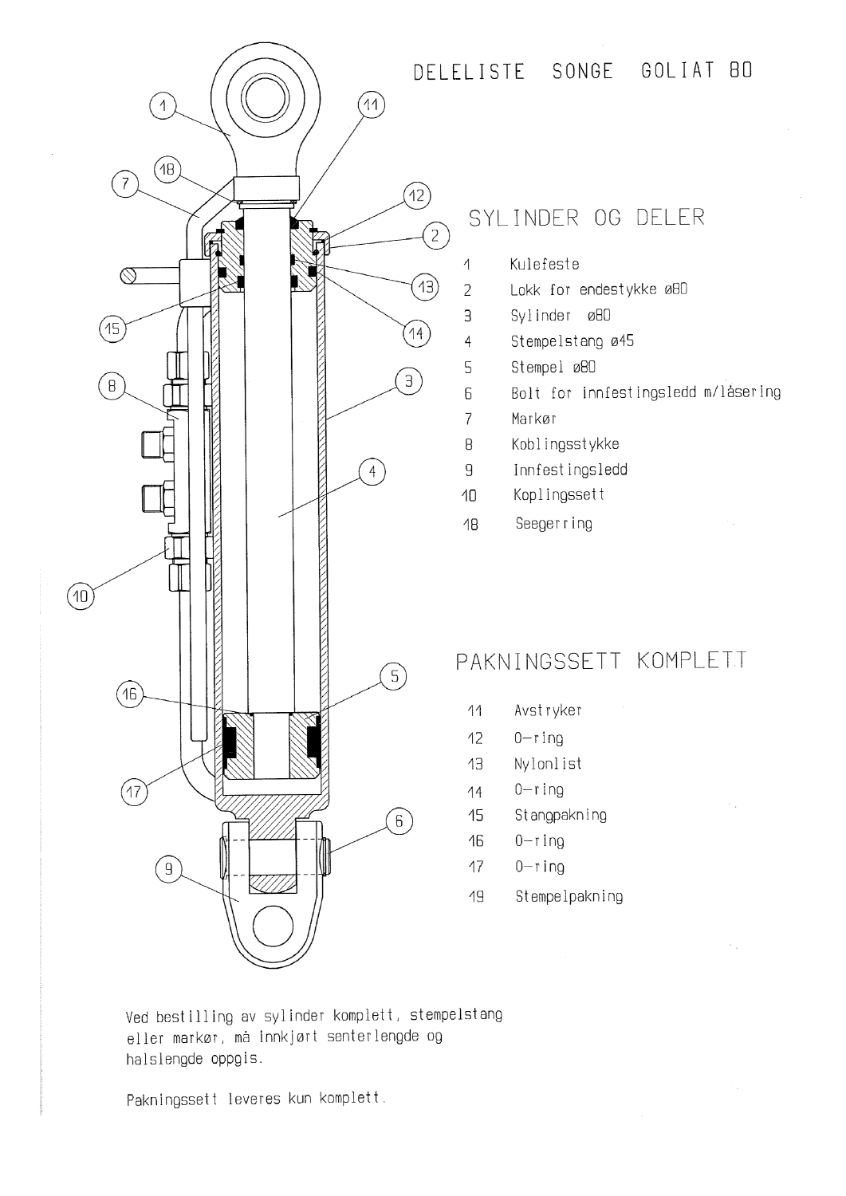# DELELISTE SONGE GOLIAT 80

## SYLINDER OG DELER

1 Kulefeste
2 Lokk for endestykke ø80
3 Sylinder ø80
4 Stempelstang ø45
5 Stempel ø80
6 Bolt for innfestingsledd m/låsering
7 Markør
8 Koblingsstykke
9 Innfestingsledd
10 Koplingssett
18 Seegerring

## PAKNINGSSETT KOMPLETT

11 Avstryker
12 O-ring
13 Nylonlist
14 O-ring
15 Stangpakning
16 O-ring
17 O-ring
19 Stempelpakning

Ved bestilling av sylinder komplett, stempelstang eller markør, må innkjørt senterlengde og halslengde oppgis.

Pakningssett leveres kun komplett.